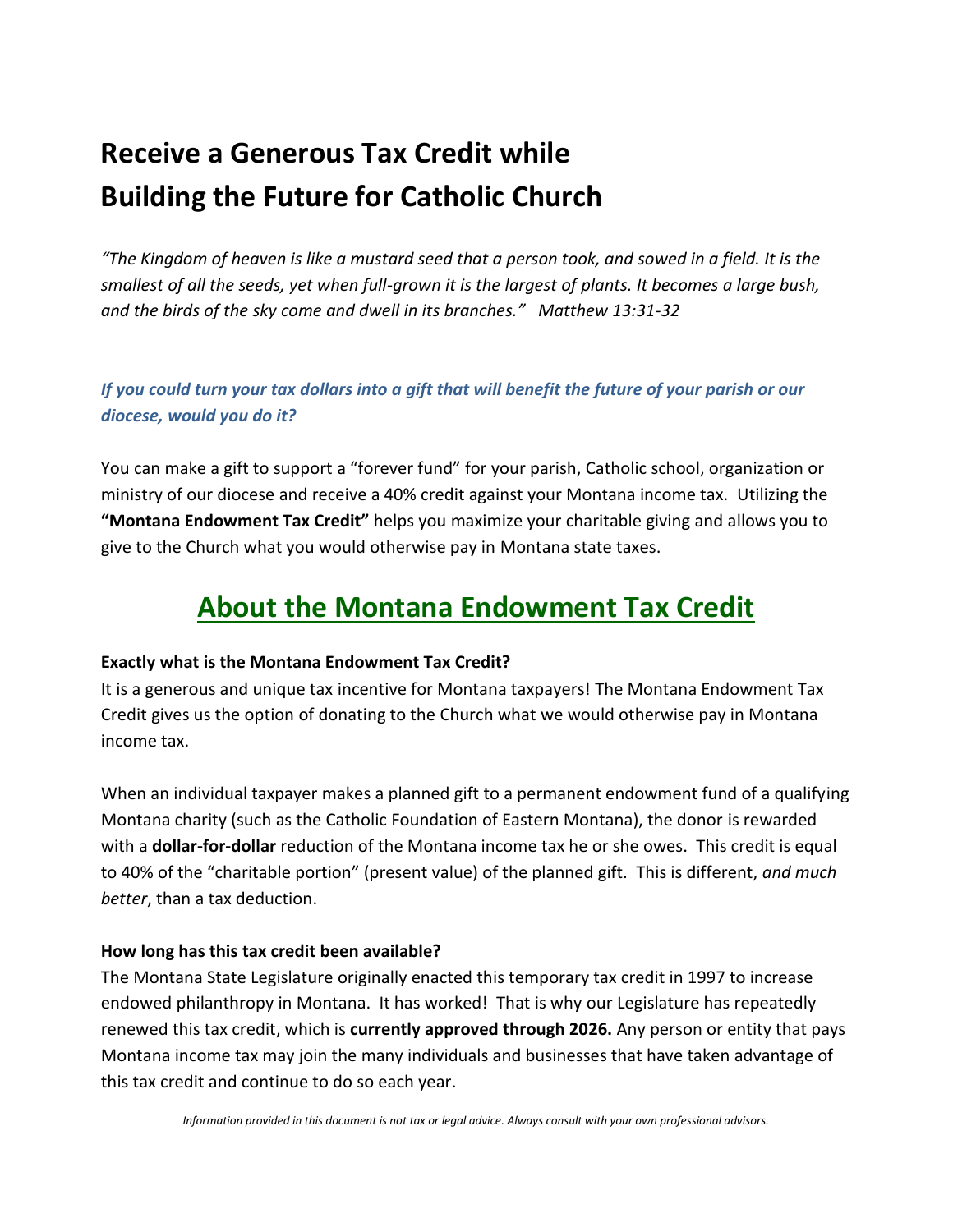# Receive a Generous Tax Credit while Building the Future for Catholic Church

*"The Kingdom of heaven is like a mustard seed that a person took, and sowed in a field. It is the smallest of all the seeds, yet when full-grown it is the largest of plants. It becomes a large bush, and the birds of the sky come and dwell in its branches." Matthew 13:31-32*

***If you could turn your tax dollars into a gift that will benefit the future of your parish or our diocese, would you do it?***

You can make a gift to support a "forever fund" for your parish, Catholic school, organization or ministry of our diocese and receive a 40% credit against your Montana income tax. Utilizing the **"Montana Endowment Tax Credit"** helps you maximize your charitable giving and allows you to give to the Church what you would otherwise pay in Montana state taxes.

## About the Montana Endowment Tax Credit

**Exactly what is the Montana Endowment Tax Credit?**

It is a generous and unique tax incentive for Montana taxpayers! The Montana Endowment Tax Credit gives us the option of donating to the Church what we would otherwise pay in Montana income tax.

When an individual taxpayer makes a planned gift to a permanent endowment fund of a qualifying Montana charity (such as the Catholic Foundation of Eastern Montana), the donor is rewarded with a **dollar-for-dollar** reduction of the Montana income tax he or she owes. This credit is equal to 40% of the "charitable portion" (present value) of the planned gift. This is different, *and much better*, than a tax deduction.

**How long has this tax credit been available?**

The Montana State Legislature originally enacted this temporary tax credit in 1997 to increase endowed philanthropy in Montana. It has worked! That is why our Legislature has repeatedly renewed this tax credit, which is **currently approved through 2026.** Any person or entity that pays Montana income tax may join the many individuals and businesses that have taken advantage of this tax credit and continue to do so each year.

*Information provided in this document is not tax or legal advice. Always consult with your own professional advisors.*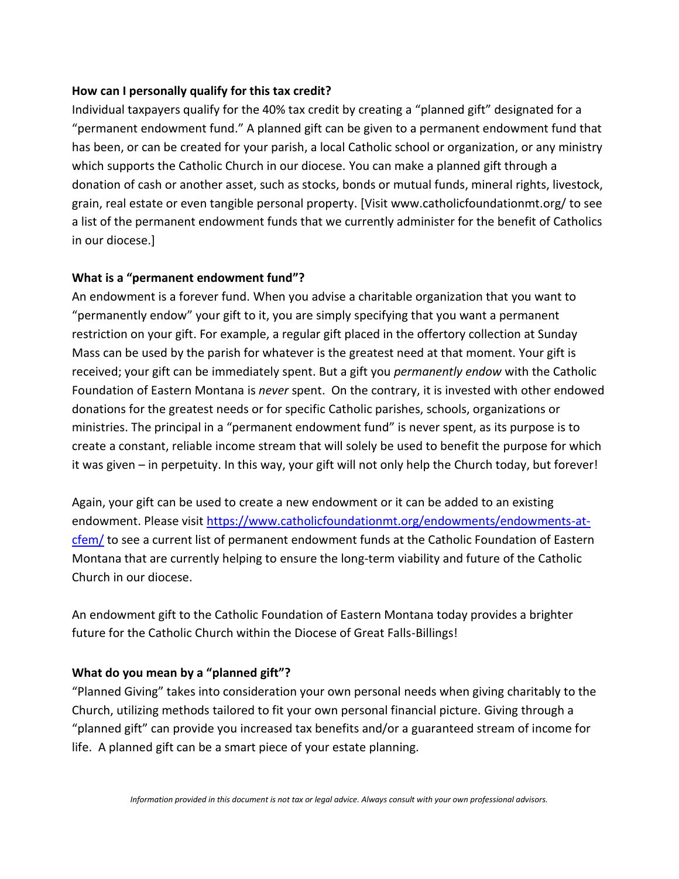**How can I personally qualify for this tax credit?**

Individual taxpayers qualify for the 40% tax credit by creating a "planned gift" designated for a "permanent endowment fund." A planned gift can be given to a permanent endowment fund that has been, or can be created for your parish, a local Catholic school or organization, or any ministry which supports the Catholic Church in our diocese. You can make a planned gift through a donation of cash or another asset, such as stocks, bonds or mutual funds, mineral rights, livestock, grain, real estate or even tangible personal property. [Visit www.catholicfoundationmt.org/ to see a list of the permanent endowment funds that we currently administer for the benefit of Catholics in our diocese.]

**What is a "permanent endowment fund"?**

An endowment is a forever fund. When you advise a charitable organization that you want to "permanently endow" your gift to it, you are simply specifying that you want a permanent restriction on your gift. For example, a regular gift placed in the offertory collection at Sunday Mass can be used by the parish for whatever is the greatest need at that moment. Your gift is received; your gift can be immediately spent. But a gift you *permanently endow* with the Catholic Foundation of Eastern Montana is *never* spent. On the contrary, it is invested with other endowed donations for the greatest needs or for specific Catholic parishes, schools, organizations or ministries. The principal in a "permanent endowment fund" is never spent, as its purpose is to create a constant, reliable income stream that will solely be used to benefit the purpose for which it was given – in perpetuity. In this way, your gift will not only help the Church today, but forever!

Again, your gift can be used to create a new endowment or it can be added to an existing endowment. Please visit [https://www.catholicfoundationmt.org/endowments/endowments-at-cfem/](https://www.catholicfoundationmt.org/endowments/endowments-at-cfem/) to see a current list of permanent endowment funds at the Catholic Foundation of Eastern Montana that are currently helping to ensure the long-term viability and future of the Catholic Church in our diocese.

An endowment gift to the Catholic Foundation of Eastern Montana today provides a brighter future for the Catholic Church within the Diocese of Great Falls-Billings!

**What do you mean by a "planned gift"?**

"Planned Giving" takes into consideration your own personal needs when giving charitably to the Church, utilizing methods tailored to fit your own personal financial picture. Giving through a "planned gift" can provide you increased tax benefits and/or a guaranteed stream of income for life. A planned gift can be a smart piece of your estate planning.

*Information provided in this document is not tax or legal advice. Always consult with your own professional advisors.*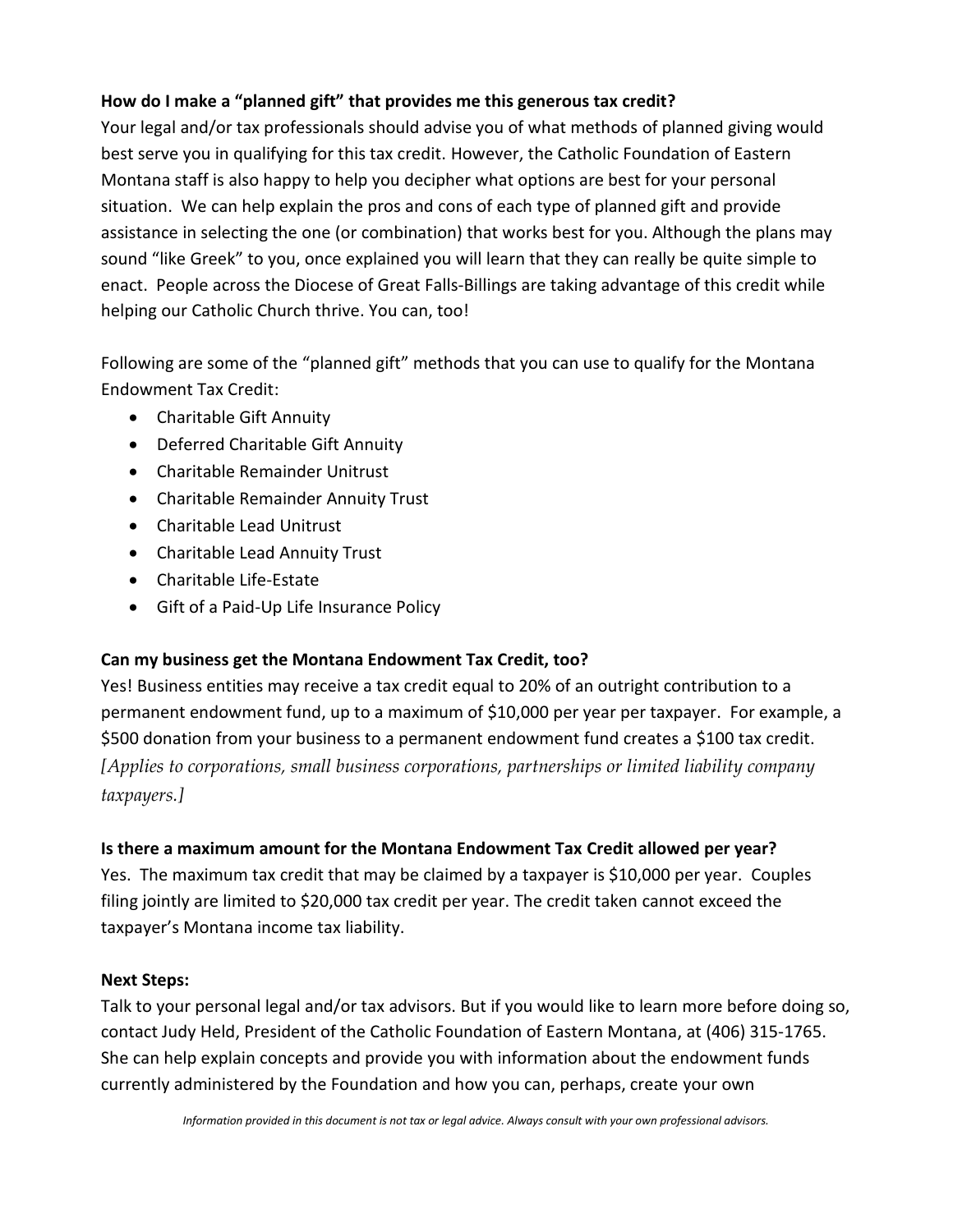**How do I make a "planned gift" that provides me this generous tax credit?**

Your legal and/or tax professionals should advise you of what methods of planned giving would best serve you in qualifying for this tax credit. However, the Catholic Foundation of Eastern Montana staff is also happy to help you decipher what options are best for your personal situation. We can help explain the pros and cons of each type of planned gift and provide assistance in selecting the one (or combination) that works best for you. Although the plans may sound "like Greek" to you, once explained you will learn that they can really be quite simple to enact. People across the Diocese of Great Falls-Billings are taking advantage of this credit while helping our Catholic Church thrive. You can, too!

Following are some of the "planned gift" methods that you can use to qualify for the Montana Endowment Tax Credit:

- Charitable Gift Annuity
- Deferred Charitable Gift Annuity
- Charitable Remainder Unitrust
- Charitable Remainder Annuity Trust
- Charitable Lead Unitrust
- Charitable Lead Annuity Trust
- Charitable Life-Estate
- Gift of a Paid-Up Life Insurance Policy

**Can my business get the Montana Endowment Tax Credit, too?**

Yes! Business entities may receive a tax credit equal to 20% of an outright contribution to a permanent endowment fund, up to a maximum of $10,000 per year per taxpayer. For example, a $500 donation from your business to a permanent endowment fund creates a $100 tax credit. *[Applies to corporations, small business corporations, partnerships or limited liability company taxpayers.]*

**Is there a maximum amount for the Montana Endowment Tax Credit allowed per year?**

Yes. The maximum tax credit that may be claimed by a taxpayer is $10,000 per year. Couples filing jointly are limited to $20,000 tax credit per year. The credit taken cannot exceed the taxpayer's Montana income tax liability.

**Next Steps:**

Talk to your personal legal and/or tax advisors. But if you would like to learn more before doing so, contact Judy Held, President of the Catholic Foundation of Eastern Montana, at (406) 315-1765. She can help explain concepts and provide you with information about the endowment funds currently administered by the Foundation and how you can, perhaps, create your own

*Information provided in this document is not tax or legal advice. Always consult with your own professional advisors.*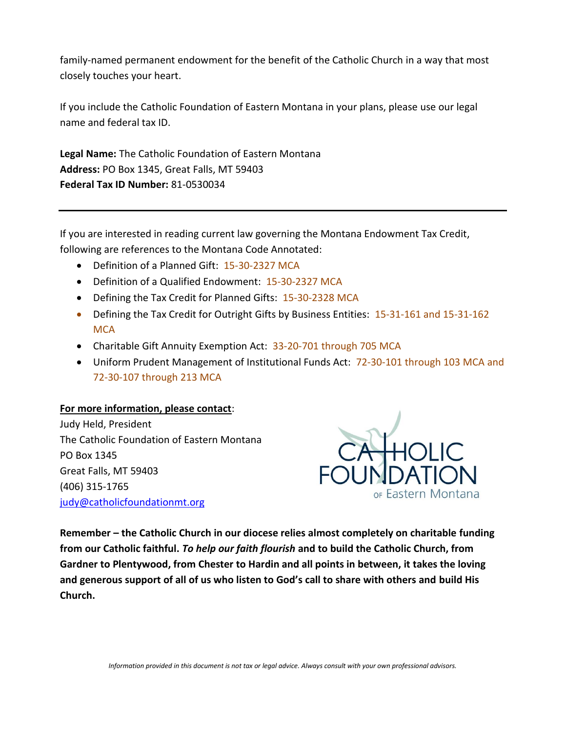family-named permanent endowment for the benefit of the Catholic Church in a way that most closely touches your heart.

If you include the Catholic Foundation of Eastern Montana in your plans, please use our legal name and federal tax ID.

**Legal Name:** The Catholic Foundation of Eastern Montana
**Address:** PO Box 1345, Great Falls, MT 59403
**Federal Tax ID Number:** 81-0530034

---

If you are interested in reading current law governing the Montana Endowment Tax Credit, following are references to the Montana Code Annotated:

- Definition of a Planned Gift: 15-30-2327 MCA
- Definition of a Qualified Endowment: 15-30-2327 MCA
- Defining the Tax Credit for Planned Gifts: 15-30-2328 MCA
- Defining the Tax Credit for Outright Gifts by Business Entities: 15-31-161 and 15-31-162 MCA
- Charitable Gift Annuity Exemption Act: 33-20-701 through 705 MCA
- Uniform Prudent Management of Institutional Funds Act: 72-30-101 through 103 MCA and 72-30-107 through 213 MCA

**For more information, please contact**:
Judy Held, President
The Catholic Foundation of Eastern Montana
PO Box 1345
Great Falls, MT 59403
(406) 315-1765
judy@catholicfoundationmt.org

CATHOLIC FOUNDATION of Eastern Montana

**Remember – the Catholic Church in our diocese relies almost completely on charitable funding from our Catholic faithful. *To help our faith flourish* and to build the Catholic Church, from Gardner to Plentywood, from Chester to Hardin and all points in between, it takes the loving and generous support of all of us who listen to God's call to share with others and build His Church.**

*Information provided in this document is not tax or legal advice. Always consult with your own professional advisors.*